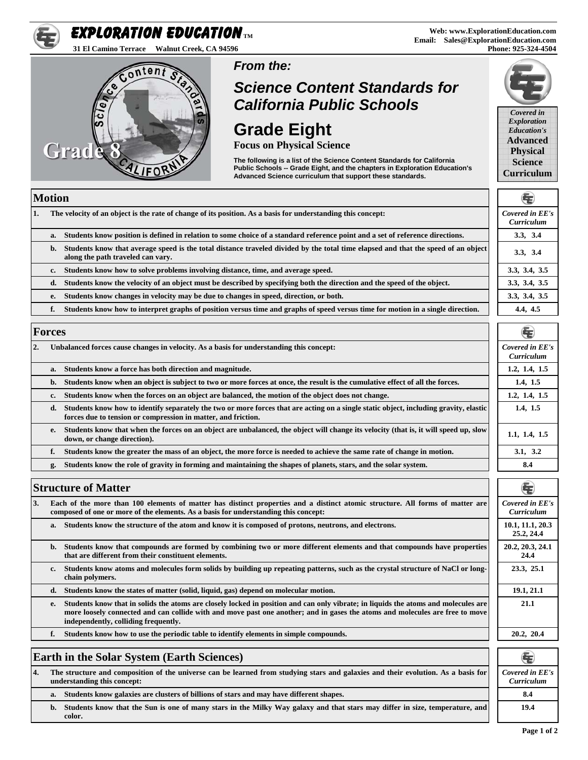# EXPLORATION EDUCATION™

31 El Camino Terrace Walnut Creek, CA 94596

Web: www.ExplorationEducation.com
Email: Sales@ExplorationEducation.com
Phone: 925-324-4504

*From the:*

## *Science Content Standards for California Public Schools*

## Grade Eight

**Focus on Physical Science**

**The following is a list of the Science Content Standards for California Public Schools -- Grade Eight, and the chapters in Exploration Education's Advanced Science curriculum that support these standards.**

*Covered in Exploration Education's* **Advanced Physical Science Curriculum**

## Motion

| | Covered in EE's Curriculum |
|---|---|
| **1. The velocity of an object is the rate of change of its position. As a basis for understanding this concept:** | |
| **a. Students know position is defined in relation to some choice of a standard reference point and a set of reference directions.** | **3.3, 3.4** |
| **b. Students know that average speed is the total distance traveled divided by the total time elapsed and that the speed of an object along the path traveled can vary.** | **3.3, 3.4** |
| **c. Students know how to solve problems involving distance, time, and average speed.** | **3.3, 3.4, 3.5** |
| **d. Students know the velocity of an object must be described by specifying both the direction and the speed of the object.** | **3.3, 3.4, 3.5** |
| **e. Students know changes in velocity may be due to changes in speed, direction, or both.** | **3.3, 3.4, 3.5** |
| **f. Students know how to interpret graphs of position versus time and graphs of speed versus time for motion in a single direction.** | **4.4, 4.5** |

## Forces

| | Covered in EE's Curriculum |
|---|---|
| **2. Unbalanced forces cause changes in velocity. As a basis for understanding this concept:** | |
| **a. Students know a force has both direction and magnitude.** | **1.2, 1.4, 1.5** |
| **b. Students know when an object is subject to two or more forces at once, the result is the cumulative effect of all the forces.** | **1.4, 1.5** |
| **c. Students know when the forces on an object are balanced, the motion of the object does not change.** | **1.2, 1.4, 1.5** |
| **d. Students know how to identify separately the two or more forces that are acting on a single static object, including gravity, elastic forces due to tension or compression in matter, and friction.** | **1.4, 1.5** |
| **e. Students know that when the forces on an object are unbalanced, the object will change its velocity (that is, it will speed up, slow down, or change direction).** | **1.1, 1.4, 1.5** |
| **f. Students know the greater the mass of an object, the more force is needed to achieve the same rate of change in motion.** | **3.1, 3.2** |
| **g. Students know the role of gravity in forming and maintaining the shapes of planets, stars, and the solar system.** | **8.4** |

## Structure of Matter

| | Covered in EE's Curriculum |
|---|---|
| **3. Each of the more than 100 elements of matter has distinct properties and a distinct atomic structure. All forms of matter are composed of one or more of the elements. As a basis for understanding this concept:** | |
| **a. Students know the structure of the atom and know it is composed of protons, neutrons, and electrons.** | **10.1, 11.1, 20.3 25.2, 24.4** |
| **b. Students know that compounds are formed by combining two or more different elements and that compounds have properties that are different from their constituent elements.** | **20.2, 20.3, 24.1 24.4** |
| **c. Students know atoms and molecules form solids by building up repeating patterns, such as the crystal structure of NaCl or long-chain polymers.** | **23.3, 25.1** |
| **d. Students know the states of matter (solid, liquid, gas) depend on molecular motion.** | **19.1, 21.1** |
| **e. Students know that in solids the atoms are closely locked in position and can only vibrate; in liquids the atoms and molecules are more loosely connected and can collide with and move past one another; and in gases the atoms and molecules are free to move independently, colliding frequently.** | **21.1** |
| **f. Students know how to use the periodic table to identify elements in simple compounds.** | **20.2, 20.4** |

## Earth in the Solar System (Earth Sciences)

| | Covered in EE's Curriculum |
|---|---|
| **4. The structure and composition of the universe can be learned from studying stars and galaxies and their evolution. As a basis for understanding this concept:** | |
| **a. Students know galaxies are clusters of billions of stars and may have different shapes.** | **8.4** |
| **b. Students know that the Sun is one of many stars in the Milky Way galaxy and that stars may differ in size, temperature, and color.** | **19.4** |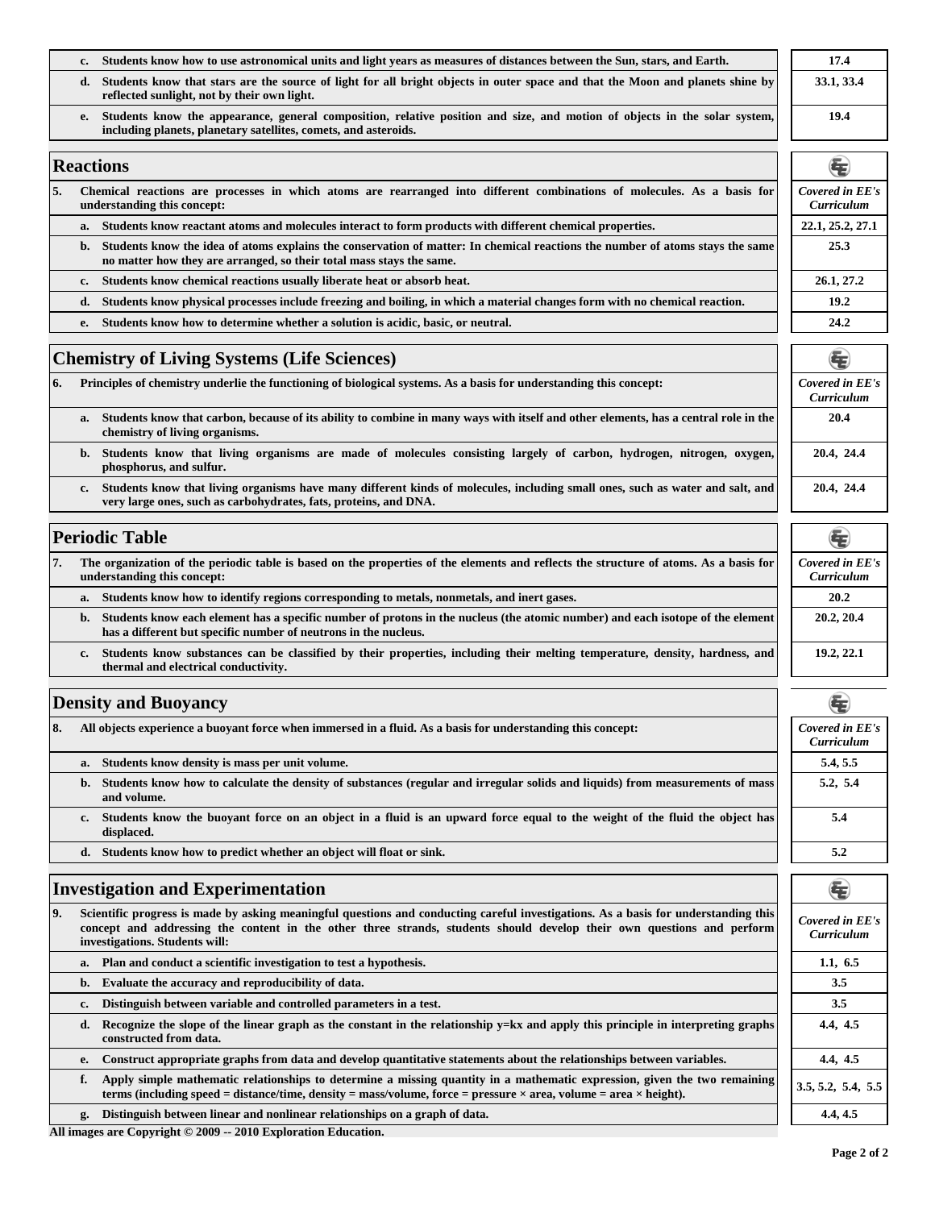| | |
|---|---|
| **c. Students know how to use astronomical units and light years as measures of distances between the Sun, stars, and Earth.** | **17.4** |
| **d. Students know that stars are the source of light for all bright objects in outer space and that the Moon and planets shine by reflected sunlight, not by their own light.** | **33.1, 33.4** |
| **e. Students know the appearance, general composition, relative position and size, and motion of objects in the solar system, including planets, planetary satellites, comets, and asteroids.** | **19.4** |

## Reactions

| | |
|---|---|
| **5. Chemical reactions are processes in which atoms are rearranged into different combinations of molecules. As a basis for understanding this concept:** | ***Covered in EE's Curriculum*** |
| **a. Students know reactant atoms and molecules interact to form products with different chemical properties.** | **22.1, 25.2, 27.1** |
| **b. Students know the idea of atoms explains the conservation of matter: In chemical reactions the number of atoms stays the same no matter how they are arranged, so their total mass stays the same.** | **25.3** |
| **c. Students know chemical reactions usually liberate heat or absorb heat.** | **26.1, 27.2** |
| **d. Students know physical processes include freezing and boiling, in which a material changes form with no chemical reaction.** | **19.2** |
| **e. Students know how to determine whether a solution is acidic, basic, or neutral.** | **24.2** |

## Chemistry of Living Systems (Life Sciences)

| | |
|---|---|
| **6. Principles of chemistry underlie the functioning of biological systems. As a basis for understanding this concept:** | ***Covered in EE's Curriculum*** |
| **a. Students know that carbon, because of its ability to combine in many ways with itself and other elements, has a central role in the chemistry of living organisms.** | **20.4** |
| **b. Students know that living organisms are made of molecules consisting largely of carbon, hydrogen, nitrogen, oxygen, phosphorus, and sulfur.** | **20.4, 24.4** |
| **c. Students know that living organisms have many different kinds of molecules, including small ones, such as water and salt, and very large ones, such as carbohydrates, fats, proteins, and DNA.** | **20.4, 24.4** |

## Periodic Table

| | |
|---|---|
| **7. The organization of the periodic table is based on the properties of the elements and reflects the structure of atoms. As a basis for understanding this concept:** | ***Covered in EE's Curriculum*** |
| **a. Students know how to identify regions corresponding to metals, nonmetals, and inert gases.** | **20.2** |
| **b. Students know each element has a specific number of protons in the nucleus (the atomic number) and each isotope of the element has a different but specific number of neutrons in the nucleus.** | **20.2, 20.4** |
| **c. Students know substances can be classified by their properties, including their melting temperature, density, hardness, and thermal and electrical conductivity.** | **19.2, 22.1** |

## Density and Buoyancy

| | |
|---|---|
| **8. All objects experience a buoyant force when immersed in a fluid. As a basis for understanding this concept:** | ***Covered in EE's Curriculum*** |
| **a. Students know density is mass per unit volume.** | **5.4, 5.5** |
| **b. Students know how to calculate the density of substances (regular and irregular solids and liquids) from measurements of mass and volume.** | **5.2, 5.4** |
| **c. Students know the buoyant force on an object in a fluid is an upward force equal to the weight of the fluid the object has displaced.** | **5.4** |
| **d. Students know how to predict whether an object will float or sink.** | **5.2** |

## Investigation and Experimentation

| | |
|---|---|
| **9. Scientific progress is made by asking meaningful questions and conducting careful investigations. As a basis for understanding this concept and addressing the content in the other three strands, students should develop their own questions and perform investigations. Students will:** | ***Covered in EE's Curriculum*** |
| **a. Plan and conduct a scientific investigation to test a hypothesis.** | **1.1, 6.5** |
| **b. Evaluate the accuracy and reproducibility of data.** | **3.5** |
| **c. Distinguish between variable and controlled parameters in a test.** | **3.5** |
| **d. Recognize the slope of the linear graph as the constant in the relationship y=kx and apply this principle in interpreting graphs constructed from data.** | **4.4, 4.5** |
| **e. Construct appropriate graphs from data and develop quantitative statements about the relationships between variables.** | **4.4, 4.5** |
| **f. Apply simple mathematic relationships to determine a missing quantity in a mathematic expression, given the two remaining terms (including speed = distance/time, density = mass/volume, force = pressure × area, volume = area × height).** | **3.5, 5.2, 5.4, 5.5** |
| **g. Distinguish between linear and nonlinear relationships on a graph of data.** | **4.4, 4.5** |

**All images are Copyright © 2009 -- 2010 Exploration Education.**